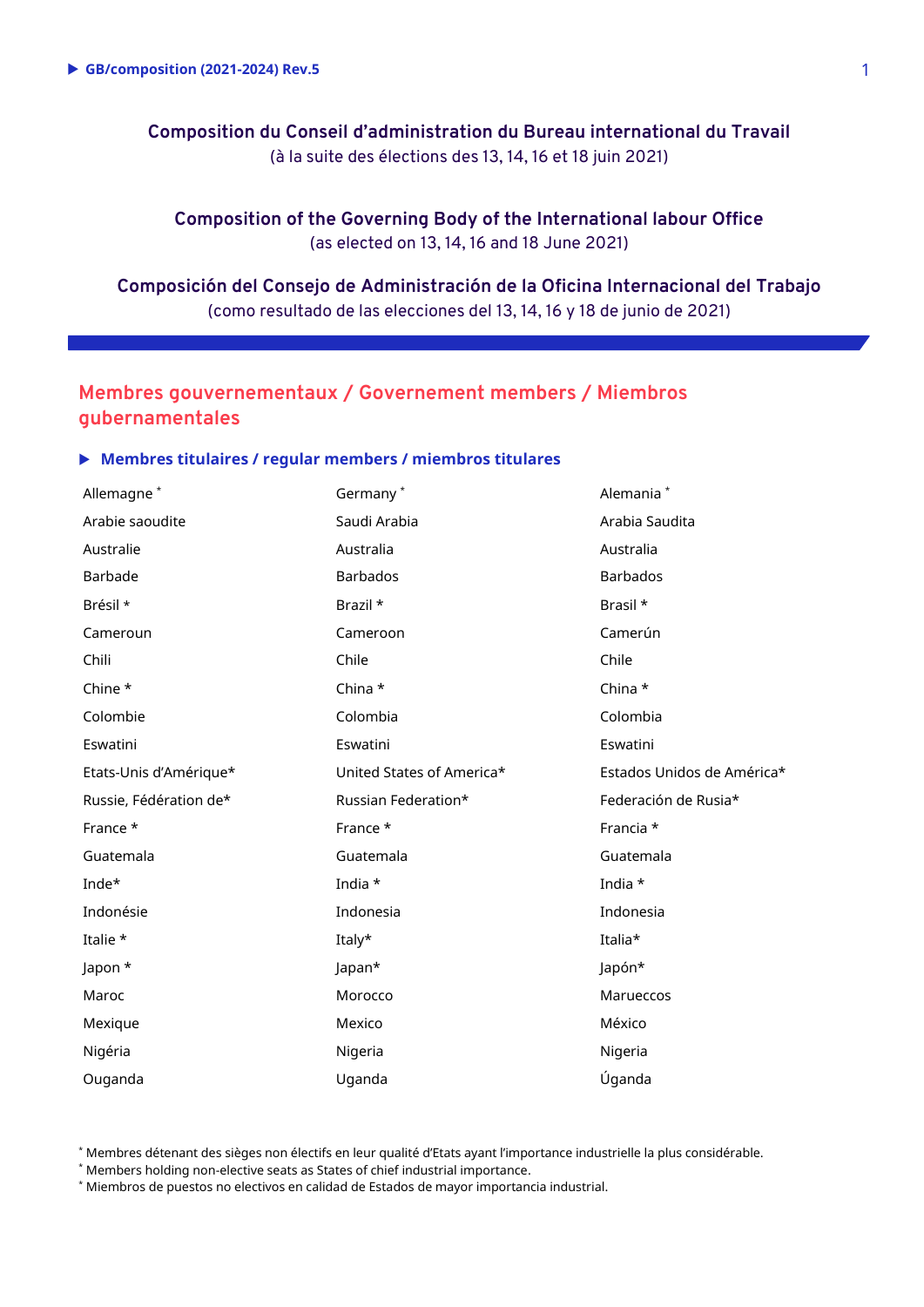# Composition du Conseil d'administration du Bureau international du Travail

(à la suite des élections des 13, 14, 16 et 18 juin 2021)

# Composition of the Governing Body of the International labour Office

(as elected on 13, 14, 16 and 18 June 2021)

# Composición del Consejo de Administración de la Oficina Internacional del Trabajo

(como resultado de las elecciones del 13, 14, 16 y 18 de junio de 2021)

## Membres gouvernementaux / Governement members / Miembros gubernamentales

### Membres titulaires / regular members / miembros titulares

| | | |
|---|---|---|
| Allemagne * | Germany * | Alemania * |
| Arabie saoudite | Saudi Arabia | Arabia Saudita |
| Australie | Australia | Australia |
| Barbade | Barbados | Barbados |
| Brésil * | Brazil * | Brasil * |
| Cameroun | Cameroon | Camerún |
| Chili | Chile | Chile |
| Chine * | China * | China * |
| Colombie | Colombia | Colombia |
| Eswatini | Eswatini | Eswatini |
| Etats-Unis d'Amérique* | United States of America* | Estados Unidos de América* |
| Russie, Fédération de* | Russian Federation* | Federación de Rusia* |
| France * | France * | Francia * |
| Guatemala | Guatemala | Guatemala |
| Inde* | India * | India * |
| Indonésie | Indonesia | Indonesia |
| Italie * | Italy* | Italia* |
| Japon * | Japan* | Japón* |
| Maroc | Morocco | Marueccos |
| Mexique | Mexico | México |
| Nigéria | Nigeria | Nigeria |
| Ouganda | Uganda | Úganda |

* Membres détenant des sièges non électifs en leur qualité d'Etats ayant l'importance industrielle la plus considérable.
* Members holding non-elective seats as States of chief industrial importance.
* Miembros de puestos no electivos en calidad de Estados de mayor importancia industrial.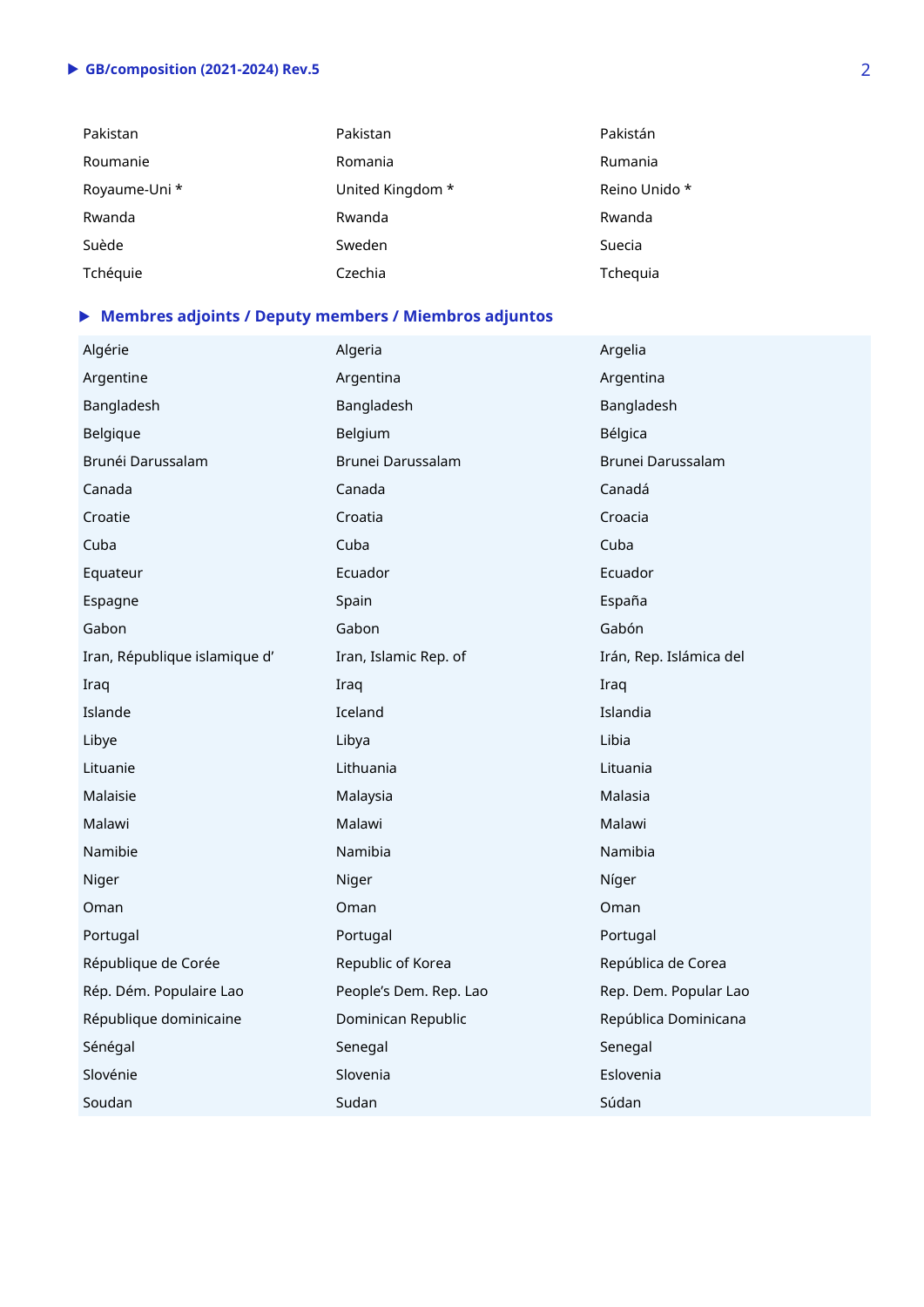| | | |
|---|---|---|
| Pakistan | Pakistan | Pakistán |
| Roumanie | Romania | Rumania |
| Royaume-Uni * | United Kingdom * | Reino Unido * |
| Rwanda | Rwanda | Rwanda |
| Suède | Sweden | Suecia |
| Tchéquie | Czechia | Tchequia |

## Membres adjoints / Deputy members / Miembros adjuntos

| | | |
|---|---|---|
| Algérie | Algeria | Argelia |
| Argentine | Argentina | Argentina |
| Bangladesh | Bangladesh | Bangladesh |
| Belgique | Belgium | Bélgica |
| Brunéi Darussalam | Brunei Darussalam | Brunei Darussalam |
| Canada | Canada | Canadá |
| Croatie | Croatia | Croacia |
| Cuba | Cuba | Cuba |
| Equateur | Ecuador | Ecuador |
| Espagne | Spain | España |
| Gabon | Gabon | Gabón |
| Iran, République islamique d' | Iran, Islamic Rep. of | Irán, Rep. Islámica del |
| Iraq | Iraq | Iraq |
| Islande | Iceland | Islandia |
| Libye | Libya | Libia |
| Lituanie | Lithuania | Lituania |
| Malaisie | Malaysia | Malasia |
| Malawi | Malawi | Malawi |
| Namibie | Namibia | Namibia |
| Niger | Niger | Níger |
| Oman | Oman | Oman |
| Portugal | Portugal | Portugal |
| République de Corée | Republic of Korea | República de Corea |
| Rép. Dém. Populaire Lao | People's Dem. Rep. Lao | Rep. Dem. Popular Lao |
| République dominicaine | Dominican Republic | República Dominicana |
| Sénégal | Senegal | Senegal |
| Slovénie | Slovenia | Eslovenia |
| Soudan | Sudan | Súdan |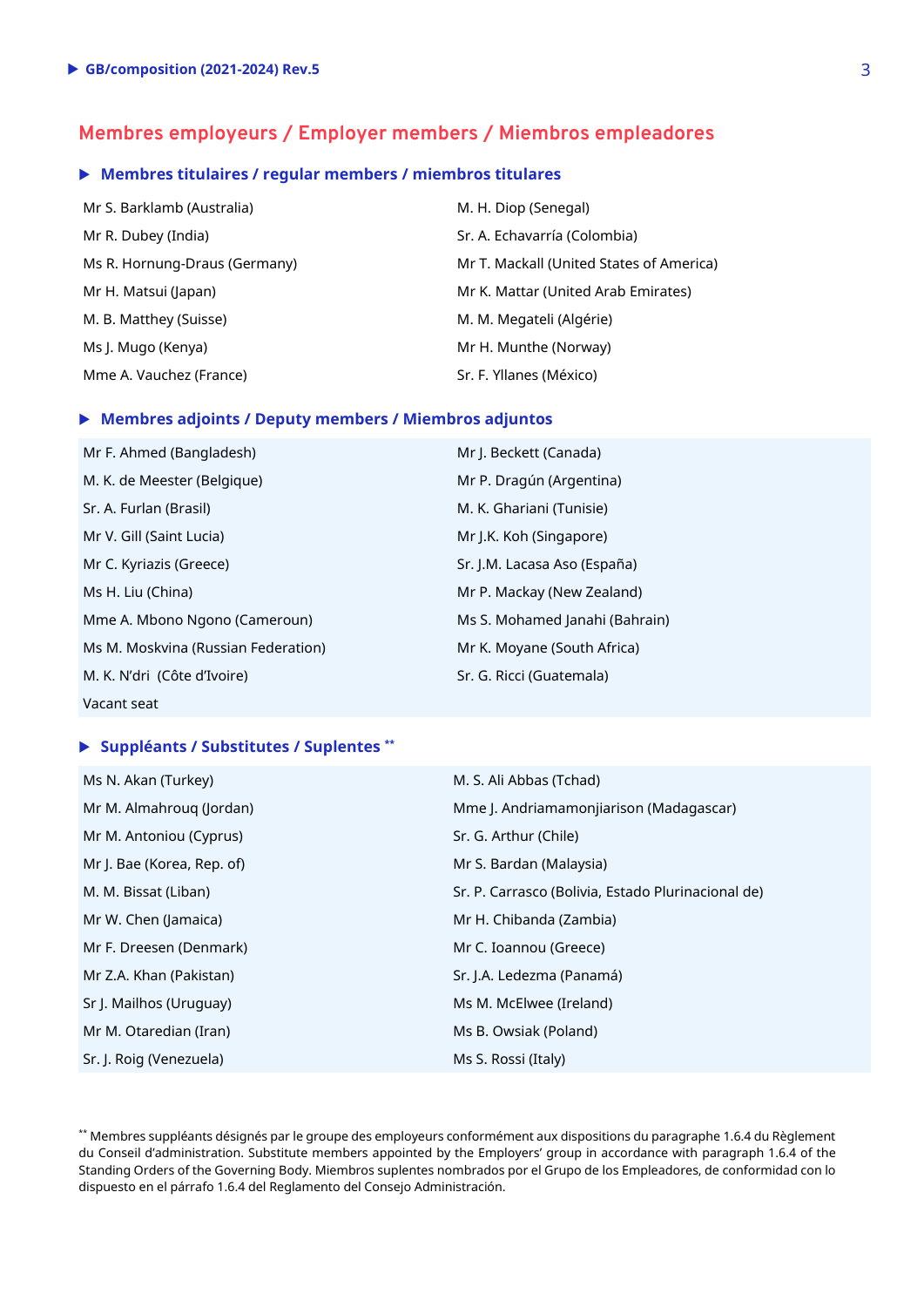## Membres employeurs / Employer members / Miembros empleadores

### Membres titulaires / regular members / miembros titulares

Mr S. Barklamb (Australia)

Mr R. Dubey (India)

Ms R. Hornung-Draus (Germany)

Mr H. Matsui (Japan)

M. B. Matthey (Suisse)

Ms J. Mugo (Kenya)

Mme A. Vauchez (France)

M. H. Diop (Senegal)

Sr. A. Echavarría (Colombia)

Mr T. Mackall (United States of America)

Mr K. Mattar (United Arab Emirates)

M. M. Megateli (Algérie)

Mr H. Munthe (Norway)

Sr. F. Yllanes (México)

### Membres adjoints / Deputy members / Miembros adjuntos

Mr F. Ahmed (Bangladesh)

M. K. de Meester (Belgique)

Sr. A. Furlan (Brasil)

Mr V. Gill (Saint Lucia)

Mr C. Kyriazis (Greece)

Ms H. Liu (China)

Mme A. Mbono Ngono (Cameroun)

Ms M. Moskvina (Russian Federation)

M. K. N'dri (Côte d'Ivoire)

Vacant seat

Mr J. Beckett (Canada)

Mr P. Dragún (Argentina)

M. K. Ghariani (Tunisie)

Mr J.K. Koh (Singapore)

Sr. J.M. Lacasa Aso (España)

Mr P. Mackay (New Zealand)

Ms S. Mohamed Janahi (Bahrain)

Mr K. Moyane (South Africa)

Sr. G. Ricci (Guatemala)

### Suppléants / Substitutes / Suplentes **

Ms N. Akan (Turkey)

Mr M. Almahrouq (Jordan)

Mr M. Antoniou (Cyprus)

Mr J. Bae (Korea, Rep. of)

M. M. Bissat (Liban)

Mr W. Chen (Jamaica)

Mr F. Dreesen (Denmark)

Mr Z.A. Khan (Pakistan)

Sr J. Mailhos (Uruguay)

Mr M. Otaredian (Iran)

Sr. J. Roig (Venezuela)

M. S. Ali Abbas (Tchad)

Mme J. Andriamamonjiarison (Madagascar)

Sr. G. Arthur (Chile)

Mr S. Bardan (Malaysia)

Sr. P. Carrasco (Bolivia, Estado Plurinacional de)

Mr H. Chibanda (Zambia)

Mr C. Ioannou (Greece)

Sr. J.A. Ledezma (Panamá)

Ms M. McElwee (Ireland)

Ms B. Owsiak (Poland)

Ms S. Rossi (Italy)

** Membres suppléants désignés par le groupe des employeurs conformément aux dispositions du paragraphe 1.6.4 du Règlement du Conseil d'administration. Substitute members appointed by the Employers' group in accordance with paragraph 1.6.4 of the Standing Orders of the Governing Body. Miembros suplentes nombrados por el Grupo de los Empleadores, de conformidad con lo dispuesto en el párrafo 1.6.4 del Reglamento del Consejo Administración.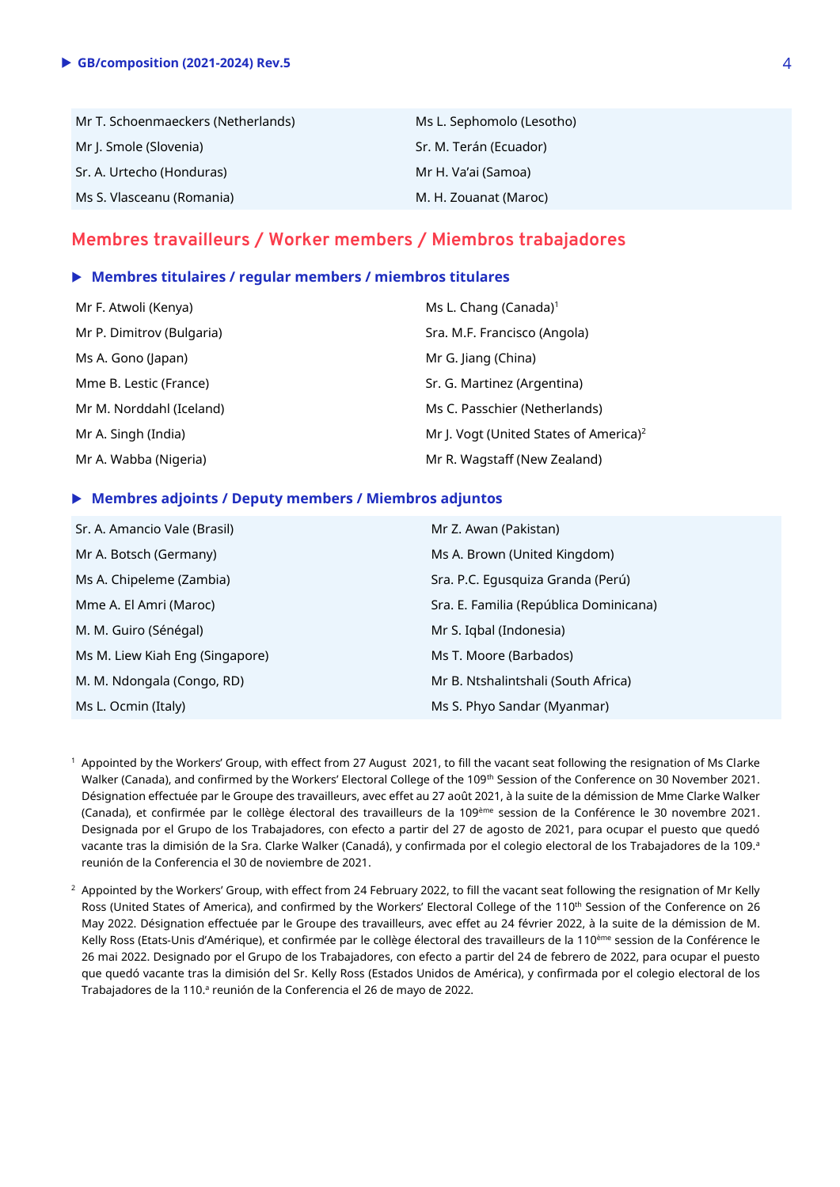| | |
|---|---|
| Mr T. Schoenmaeckers (Netherlands) | Ms L. Sephomolo (Lesotho) |
| Mr J. Smole (Slovenia) | Sr. M. Terán (Ecuador) |
| Sr. A. Urtecho (Honduras) | Mr H. Va'ai (Samoa) |
| Ms S. Vlasceanu (Romania) | M. H. Zouanat (Maroc) |

## Membres travailleurs / Worker members / Miembros trabajadores

### Membres titulaires / regular members / miembros titulares

| | |
|---|---|
| Mr F. Atwoli (Kenya) | Ms L. Chang (Canada)[1] |
| Mr P. Dimitrov (Bulgaria) | Sra. M.F. Francisco (Angola) |
| Ms A. Gono (Japan) | Mr G. Jiang (China) |
| Mme B. Lestic (France) | Sr. G. Martinez (Argentina) |
| Mr M. Norddahl (Iceland) | Ms C. Passchier (Netherlands) |
| Mr A. Singh (India) | Mr J. Vogt (United States of America)[2] |
| Mr A. Wabba (Nigeria) | Mr R. Wagstaff (New Zealand) |

### Membres adjoints / Deputy members / Miembros adjuntos

| | |
|---|---|
| Sr. A. Amancio Vale (Brasil) | Mr Z. Awan (Pakistan) |
| Mr A. Botsch (Germany) | Ms A. Brown (United Kingdom) |
| Ms A. Chipeleme (Zambia) | Sra. P.C. Egusquiza Granda (Perú) |
| Mme A. El Amri (Maroc) | Sra. E. Familia (República Dominicana) |
| M. M. Guiro (Sénégal) | Mr S. Iqbal (Indonesia) |
| Ms M. Liew Kiah Eng (Singapore) | Ms T. Moore (Barbados) |
| M. M. Ndongala (Congo, RD) | Mr B. Ntshalintshali (South Africa) |
| Ms L. Ocmin (Italy) | Ms S. Phyo Sandar (Myanmar) |

[1] Appointed by the Workers' Group, with effect from 27 August 2021, to fill the vacant seat following the resignation of Ms Clarke Walker (Canada), and confirmed by the Workers' Electoral College of the 109th Session of the Conference on 30 November 2021. Désignation effectuée par le Groupe des travailleurs, avec effet au 27 août 2021, à la suite de la démission de Mme Clarke Walker (Canada), et confirmée par le collège électoral des travailleurs de la 109ème session de la Conférence le 30 novembre 2021. Designada por el Grupo de los Trabajadores, con efecto a partir del 27 de agosto de 2021, para ocupar el puesto que quedó vacante tras la dimisión de la Sra. Clarke Walker (Canadá), y confirmada por el colegio electoral de los Trabajadores de la 109.ª reunión de la Conferencia el 30 de noviembre de 2021.

[2] Appointed by the Workers' Group, with effect from 24 February 2022, to fill the vacant seat following the resignation of Mr Kelly Ross (United States of America), and confirmed by the Workers' Electoral College of the 110th Session of the Conference on 26 May 2022. Désignation effectuée par le Groupe des travailleurs, avec effet au 24 février 2022, à la suite de la démission de M. Kelly Ross (Etats-Unis d'Amérique), et confirmée par le collège électoral des travailleurs de la 110ème session de la Conférence le 26 mai 2022. Designado por el Grupo de los Trabajadores, con efecto a partir del 24 de febrero de 2022, para ocupar el puesto que quedó vacante tras la dimisión del Sr. Kelly Ross (Estados Unidos de América), y confirmada por el colegio electoral de los Trabajadores de la 110.ª reunión de la Conferencia el 26 de mayo de 2022.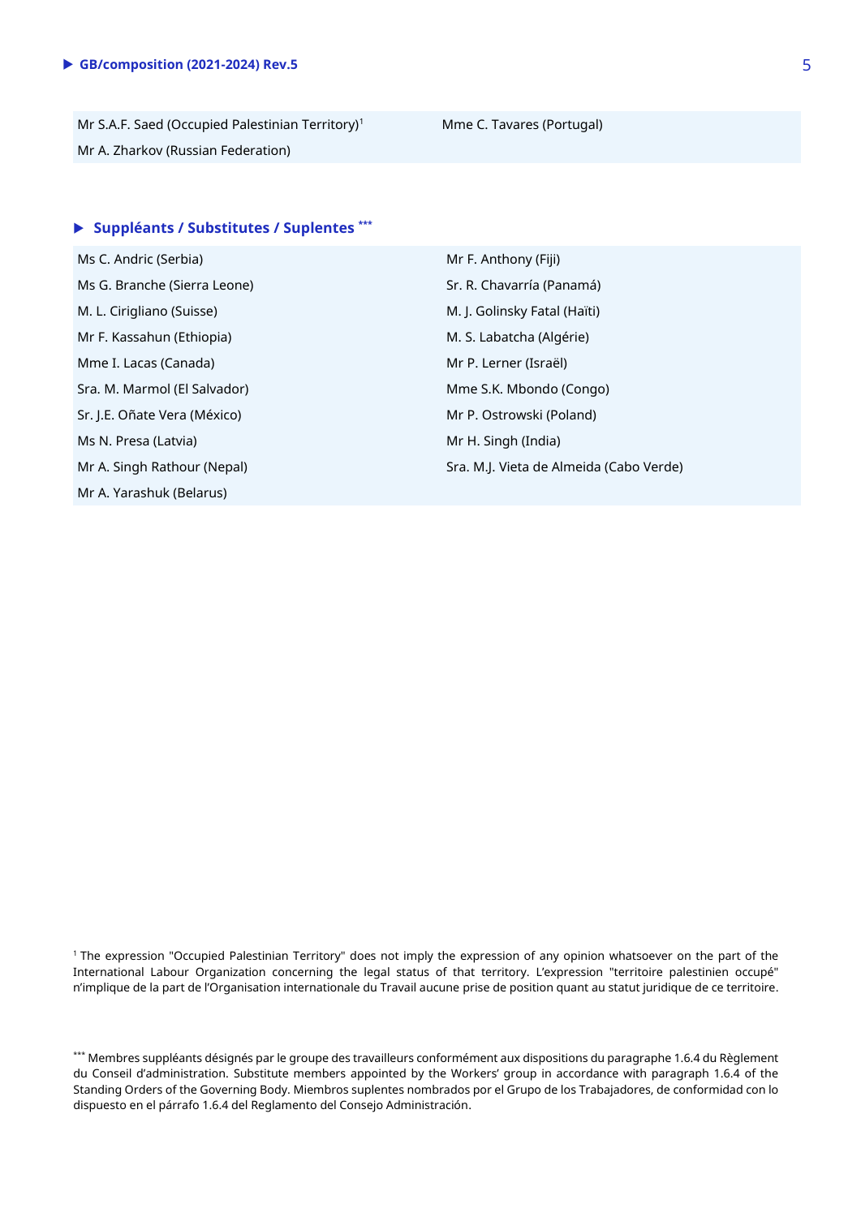Mr S.A.F. Saed (Occupied Palestinian Territory)[1]

Mme C. Tavares (Portugal)

Mr A. Zharkov (Russian Federation)

## Suppléants / Substitutes / Suplentes [***]

Ms C. Andric (Serbia)

Mr F. Anthony (Fiji)

Ms G. Branche (Sierra Leone)

Sr. R. Chavarría (Panamá)

M. L. Cirigliano (Suisse)

M. J. Golinsky Fatal (Haïti)

Mr F. Kassahun (Ethiopia)

M. S. Labatcha (Algérie)

Mme I. Lacas (Canada)

Mr P. Lerner (Israël)

Sra. M. Marmol (El Salvador)

Mme S.K. Mbondo (Congo)

Sr. J.E. Oñate Vera (México)

Mr P. Ostrowski (Poland)

Ms N. Presa (Latvia)

Mr H. Singh (India)

Mr A. Singh Rathour (Nepal)

Sra. M.J. Vieta de Almeida (Cabo Verde)

Mr A. Yarashuk (Belarus)

[1] The expression "Occupied Palestinian Territory" does not imply the expression of any opinion whatsoever on the part of the International Labour Organization concerning the legal status of that territory. L'expression "territoire palestinien occupé" n'implique de la part de l'Organisation internationale du Travail aucune prise de position quant au statut juridique de ce territoire.

[***] Membres suppléants désignés par le groupe des travailleurs conformément aux dispositions du paragraphe 1.6.4 du Règlement du Conseil d'administration. Substitute members appointed by the Workers' group in accordance with paragraph 1.6.4 of the Standing Orders of the Governing Body. Miembros suplentes nombrados por el Grupo de los Trabajadores, de conformidad con lo dispuesto en el párrafo 1.6.4 del Reglamento del Consejo Administración.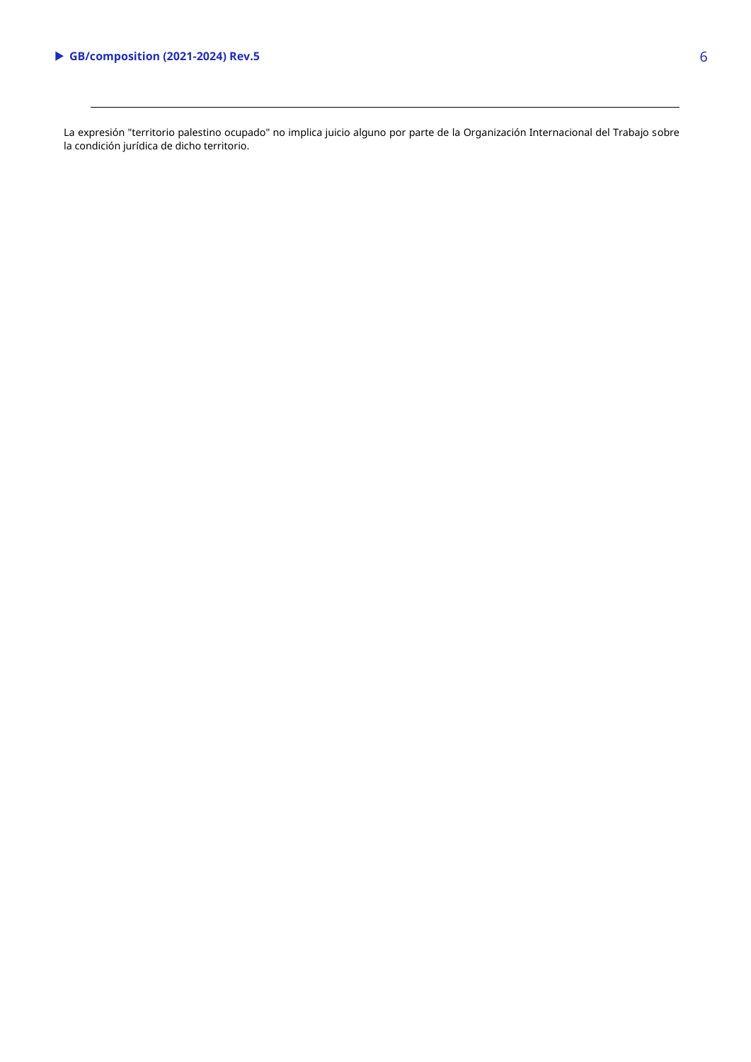La expresión "territorio palestino ocupado" no implica juicio alguno por parte de la Organización Internacional del Trabajo sobre la condición jurídica de dicho territorio.